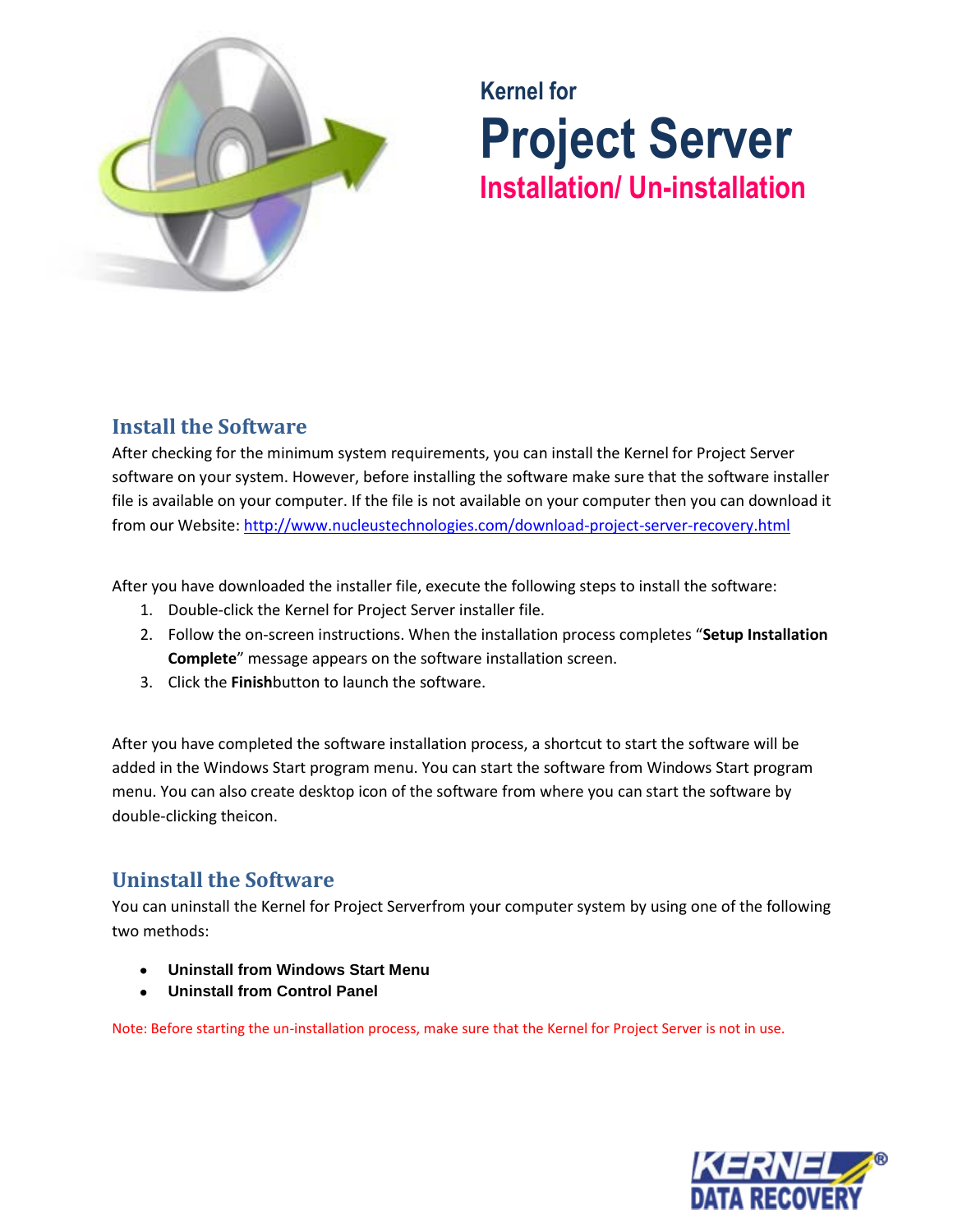Kernel for

# Project Server

## Installation/ Un-installation

## Install the Software

After checking for the minimum system requirements, you can install the Kernel for Project Server software on your system. However, before installing the software make sure that the software installer file is available on your computer. If the file is not available on your computer then you can download it from our Website: http://www.nucleustechnologies.com/download-project-server-recovery.html

After you have downloaded the installer file, execute the following steps to install the software:

1. Double-click the Kernel for Project Server installer file.
2. Follow the on-screen instructions. When the installation process completes "**Setup Installation Complete**" message appears on the software installation screen.
3. Click the **Finish**button to launch the software.

After you have completed the software installation process, a shortcut to start the software will be added in the Windows Start program menu. You can start the software from Windows Start program menu. You can also create desktop icon of the software from where you can start the software by double-clicking theicon.

## Uninstall the Software

You can uninstall the Kernel for Project Serverfrom your computer system by using one of the following two methods:

- **Uninstall from Windows Start Menu**
- **Uninstall from Control Panel**

Note: Before starting the un-installation process, make sure that the Kernel for Project Server is not in use.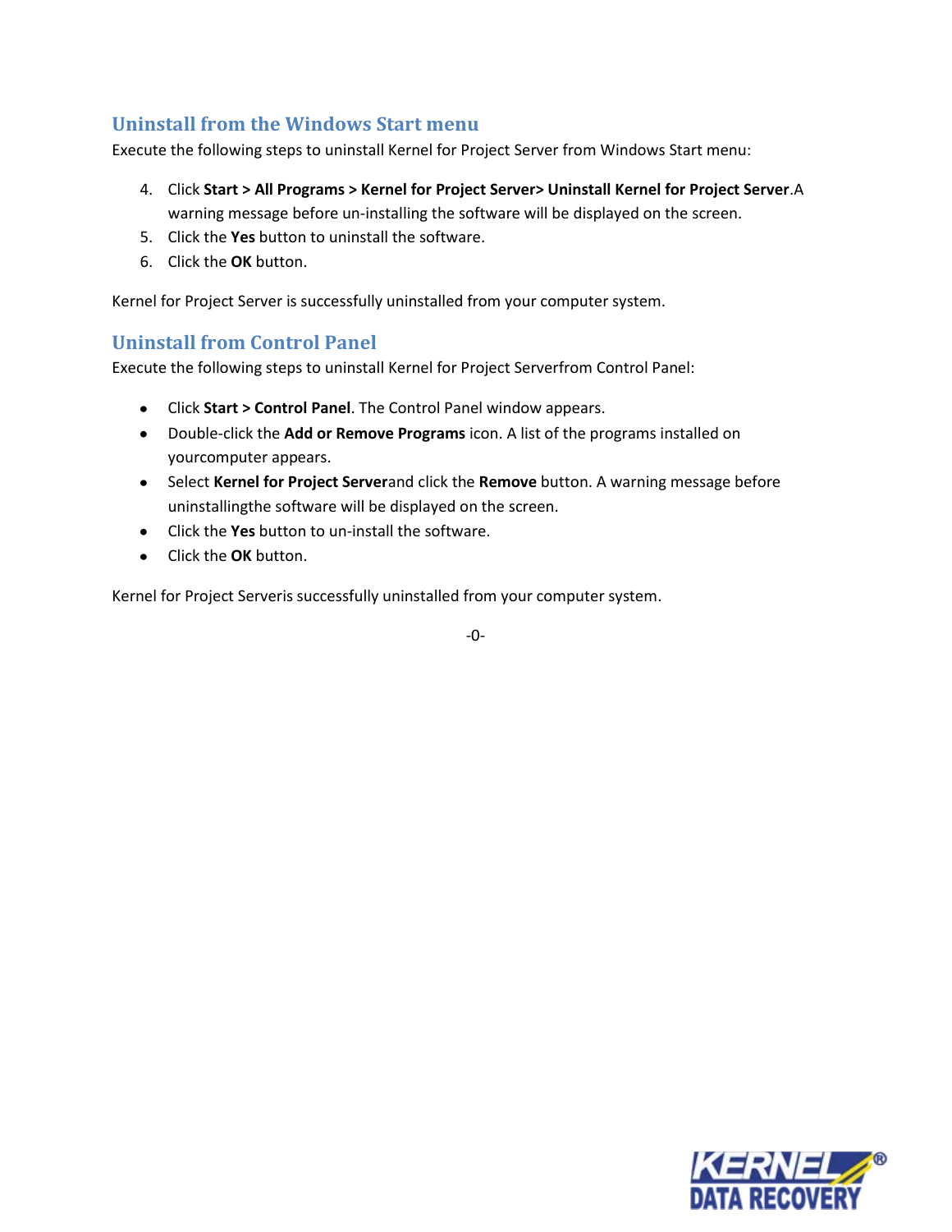## Uninstall from the Windows Start menu

Execute the following steps to uninstall Kernel for Project Server from Windows Start menu:

4. Click **Start > All Programs > Kernel for Project Server> Uninstall Kernel for Project Server**.A warning message before un-installing the software will be displayed on the screen.
5. Click the **Yes** button to uninstall the software.
6. Click the **OK** button.

Kernel for Project Server is successfully uninstalled from your computer system.

## Uninstall from Control Panel

Execute the following steps to uninstall Kernel for Project Serverfrom Control Panel:

- Click **Start > Control Panel**. The Control Panel window appears.
- Double-click the **Add or Remove Programs** icon. A list of the programs installed on yourcomputer appears.
- Select **Kernel for Project Server**and click the **Remove** button. A warning message before uninstallingthe software will be displayed on the screen.
- Click the **Yes** button to un-install the software.
- Click the **OK** button.

Kernel for Project Serveris successfully uninstalled from your computer system.

-0-